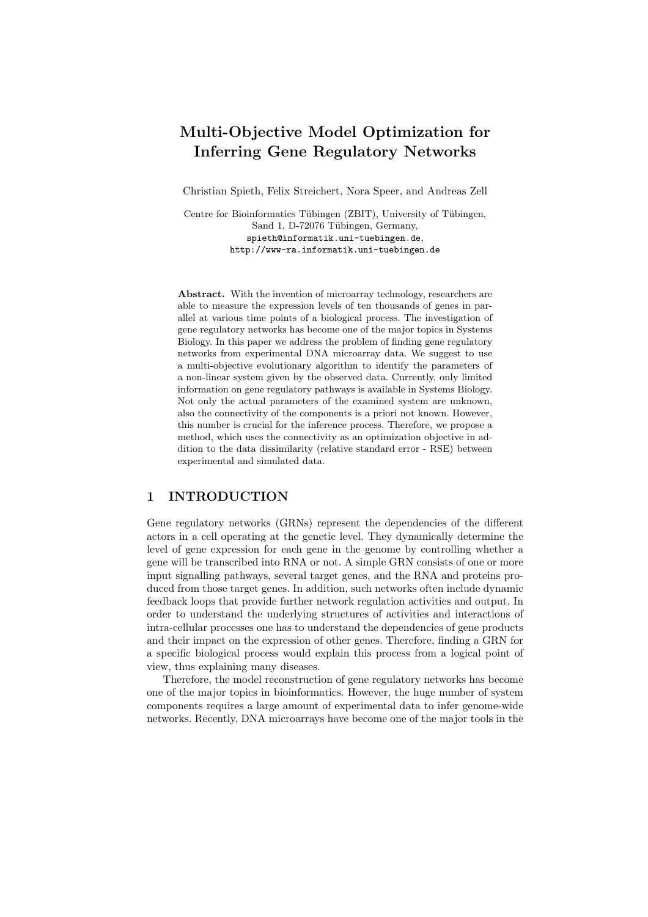# Multi-Objective Model Optimization for Inferring Gene Regulatory Networks

Christian Spieth, Felix Streichert, Nora Speer, and Andreas Zell

Centre for Bioinformatics Tübingen (ZBIT), University of Tübingen, Sand 1, D-72076 Tübingen, Germany,
spieth@informatik.uni-tuebingen.de,
http://www-ra.informatik.uni-tuebingen.de

**Abstract.** With the invention of microarray technology, researchers are able to measure the expression levels of ten thousands of genes in parallel at various time points of a biological process. The investigation of gene regulatory networks has become one of the major topics in Systems Biology. In this paper we address the problem of finding gene regulatory networks from experimental DNA microarray data. We suggest to use a multi-objective evolutionary algorithm to identify the parameters of a non-linear system given by the observed data. Currently, only limited information on gene regulatory pathways is available in Systems Biology. Not only the actual parameters of the examined system are unknown, also the connectivity of the components is a priori not known. However, this number is crucial for the inference process. Therefore, we propose a method, which uses the connectivity as an optimization objective in addition to the data dissimilarity (relative standard error - RSE) between experimental and simulated data.

## 1 INTRODUCTION

Gene regulatory networks (GRNs) represent the dependencies of the different actors in a cell operating at the genetic level. They dynamically determine the level of gene expression for each gene in the genome by controlling whether a gene will be transcribed into RNA or not. A simple GRN consists of one or more input signalling pathways, several target genes, and the RNA and proteins produced from those target genes. In addition, such networks often include dynamic feedback loops that provide further network regulation activities and output. In order to understand the underlying structures of activities and interactions of intra-cellular processes one has to understand the dependencies of gene products and their impact on the expression of other genes. Therefore, finding a GRN for a specific biological process would explain this process from a logical point of view, thus explaining many diseases.

Therefore, the model reconstruction of gene regulatory networks has become one of the major topics in bioinformatics. However, the huge number of system components requires a large amount of experimental data to infer genome-wide networks. Recently, DNA microarrays have become one of the major tools in the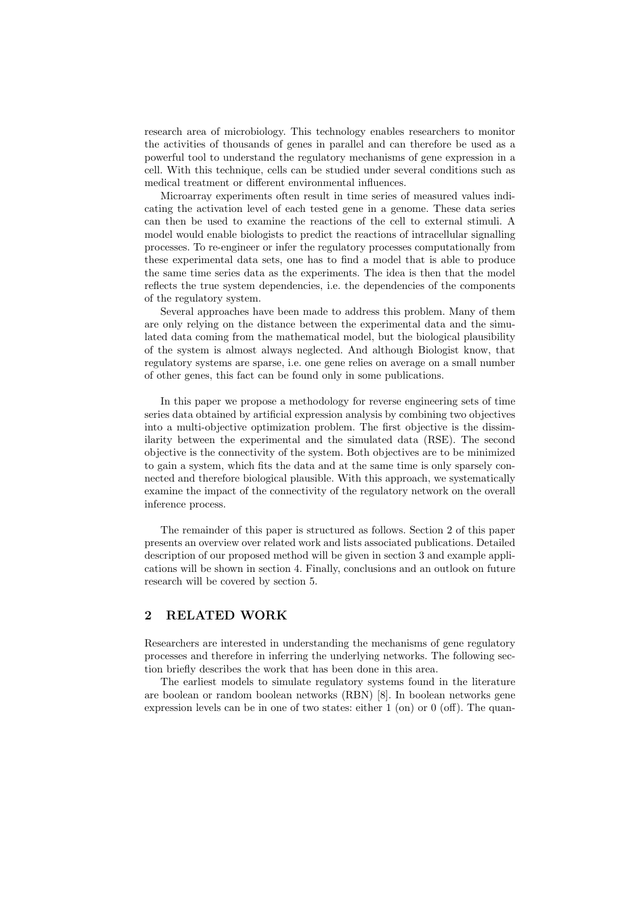research area of microbiology. This technology enables researchers to monitor the activities of thousands of genes in parallel and can therefore be used as a powerful tool to understand the regulatory mechanisms of gene expression in a cell. With this technique, cells can be studied under several conditions such as medical treatment or different environmental influences.

Microarray experiments often result in time series of measured values indicating the activation level of each tested gene in a genome. These data series can then be used to examine the reactions of the cell to external stimuli. A model would enable biologists to predict the reactions of intracellular signalling processes. To re-engineer or infer the regulatory processes computationally from these experimental data sets, one has to find a model that is able to produce the same time series data as the experiments. The idea is then that the model reflects the true system dependencies, i.e. the dependencies of the components of the regulatory system.

Several approaches have been made to address this problem. Many of them are only relying on the distance between the experimental data and the simulated data coming from the mathematical model, but the biological plausibility of the system is almost always neglected. And although Biologist know, that regulatory systems are sparse, i.e. one gene relies on average on a small number of other genes, this fact can be found only in some publications.

In this paper we propose a methodology for reverse engineering sets of time series data obtained by artificial expression analysis by combining two objectives into a multi-objective optimization problem. The first objective is the dissimilarity between the experimental and the simulated data (RSE). The second objective is the connectivity of the system. Both objectives are to be minimized to gain a system, which fits the data and at the same time is only sparsely connected and therefore biological plausible. With this approach, we systematically examine the impact of the connectivity of the regulatory network on the overall inference process.

The remainder of this paper is structured as follows. Section 2 of this paper presents an overview over related work and lists associated publications. Detailed description of our proposed method will be given in section 3 and example applications will be shown in section 4. Finally, conclusions and an outlook on future research will be covered by section 5.

## 2 RELATED WORK

Researchers are interested in understanding the mechanisms of gene regulatory processes and therefore in inferring the underlying networks. The following section briefly describes the work that has been done in this area.

The earliest models to simulate regulatory systems found in the literature are boolean or random boolean networks (RBN) [8]. In boolean networks gene expression levels can be in one of two states: either 1 (on) or 0 (off). The quan-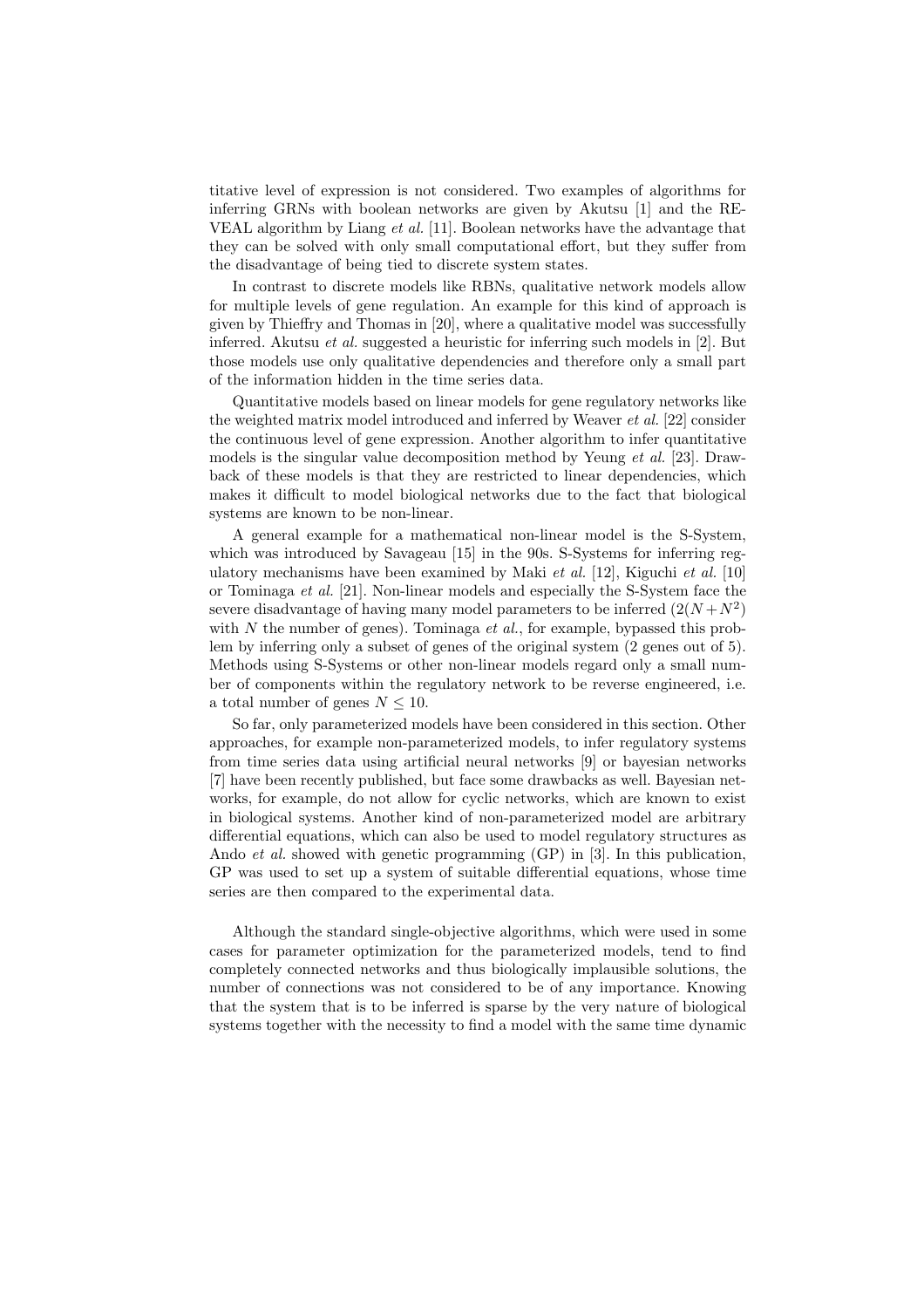titative level of expression is not considered. Two examples of algorithms for inferring GRNs with boolean networks are given by Akutsu [1] and the REVEAL algorithm by Liang *et al.* [11]. Boolean networks have the advantage that they can be solved with only small computational effort, but they suffer from the disadvantage of being tied to discrete system states.

In contrast to discrete models like RBNs, qualitative network models allow for multiple levels of gene regulation. An example for this kind of approach is given by Thieffry and Thomas in [20], where a qualitative model was successfully inferred. Akutsu *et al.* suggested a heuristic for inferring such models in [2]. But those models use only qualitative dependencies and therefore only a small part of the information hidden in the time series data.

Quantitative models based on linear models for gene regulatory networks like the weighted matrix model introduced and inferred by Weaver *et al.* [22] consider the continuous level of gene expression. Another algorithm to infer quantitative models is the singular value decomposition method by Yeung *et al.* [23]. Drawback of these models is that they are restricted to linear dependencies, which makes it difficult to model biological networks due to the fact that biological systems are known to be non-linear.

A general example for a mathematical non-linear model is the S-System, which was introduced by Savageau [15] in the 90s. S-Systems for inferring regulatory mechanisms have been examined by Maki *et al.* [12], Kiguchi *et al.* [10] or Tominaga *et al.* [21]. Non-linear models and especially the S-System face the severe disadvantage of having many model parameters to be inferred ($2(N+N^2)$ with $N$ the number of genes). Tominaga *et al.*, for example, bypassed this problem by inferring only a subset of genes of the original system (2 genes out of 5). Methods using S-Systems or other non-linear models regard only a small number of components within the regulatory network to be reverse engineered, i.e. a total number of genes $N \leq 10$.

So far, only parameterized models have been considered in this section. Other approaches, for example non-parameterized models, to infer regulatory systems from time series data using artificial neural networks [9] or bayesian networks [7] have been recently published, but face some drawbacks as well. Bayesian networks, for example, do not allow for cyclic networks, which are known to exist in biological systems. Another kind of non-parameterized model are arbitrary differential equations, which can also be used to model regulatory structures as Ando *et al.* showed with genetic programming (GP) in [3]. In this publication, GP was used to set up a system of suitable differential equations, whose time series are then compared to the experimental data.

Although the standard single-objective algorithms, which were used in some cases for parameter optimization for the parameterized models, tend to find completely connected networks and thus biologically implausible solutions, the number of connections was not considered to be of any importance. Knowing that the system that is to be inferred is sparse by the very nature of biological systems together with the necessity to find a model with the same time dynamic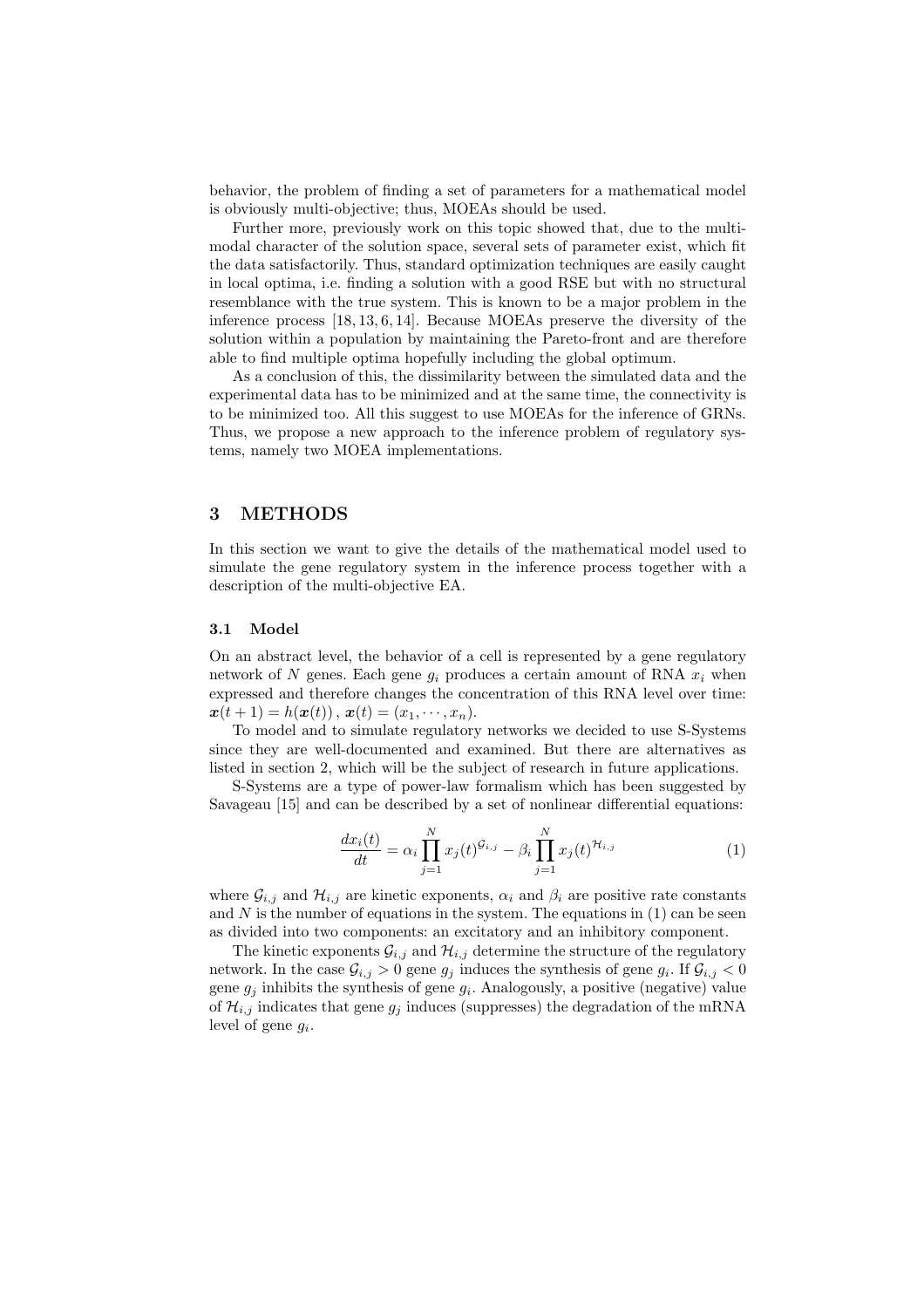behavior, the problem of finding a set of parameters for a mathematical model is obviously multi-objective; thus, MOEAs should be used.

Further more, previously work on this topic showed that, due to the multi-modal character of the solution space, several sets of parameter exist, which fit the data satisfactorily. Thus, standard optimization techniques are easily caught in local optima, i.e. finding a solution with a good RSE but with no structural resemblance with the true system. This is known to be a major problem in the inference process [18, 13, 6, 14]. Because MOEAs preserve the diversity of the solution within a population by maintaining the Pareto-front and are therefore able to find multiple optima hopefully including the global optimum.

As a conclusion of this, the dissimilarity between the simulated data and the experimental data has to be minimized and at the same time, the connectivity is to be minimized too. All this suggest to use MOEAs for the inference of GRNs. Thus, we propose a new approach to the inference problem of regulatory systems, namely two MOEA implementations.

## 3 METHODS

In this section we want to give the details of the mathematical model used to simulate the gene regulatory system in the inference process together with a description of the multi-objective EA.

### 3.1 Model

On an abstract level, the behavior of a cell is represented by a gene regulatory network of $N$ genes. Each gene $g_i$ produces a certain amount of RNA $x_i$ when expressed and therefore changes the concentration of this RNA level over time: $\boldsymbol{x}(t+1) = h(\boldsymbol{x}(t))$, $\boldsymbol{x}(t) = (x_1, \cdots, x_n)$.

To model and to simulate regulatory networks we decided to use S-Systems since they are well-documented and examined. But there are alternatives as listed in section 2, which will be the subject of research in future applications.

S-Systems are a type of power-law formalism which has been suggested by Savageau [15] and can be described by a set of nonlinear differential equations:

$$\frac{dx_i(t)}{dt} = \alpha_i \prod_{j=1}^{N} x_j(t)^{\mathcal{G}_{i,j}} - \beta_i \prod_{j=1}^{N} x_j(t)^{\mathcal{H}_{i,j}} \qquad (1)$$

where $\mathcal{G}_{i,j}$ and $\mathcal{H}_{i,j}$ are kinetic exponents, $\alpha_i$ and $\beta_i$ are positive rate constants and $N$ is the number of equations in the system. The equations in (1) can be seen as divided into two components: an excitatory and an inhibitory component.

The kinetic exponents $\mathcal{G}_{i,j}$ and $\mathcal{H}_{i,j}$ determine the structure of the regulatory network. In the case $\mathcal{G}_{i,j} > 0$ gene $g_j$ induces the synthesis of gene $g_i$. If $\mathcal{G}_{i,j} < 0$ gene $g_j$ inhibits the synthesis of gene $g_i$. Analogously, a positive (negative) value of $\mathcal{H}_{i,j}$ indicates that gene $g_j$ induces (suppresses) the degradation of the mRNA level of gene $g_i$.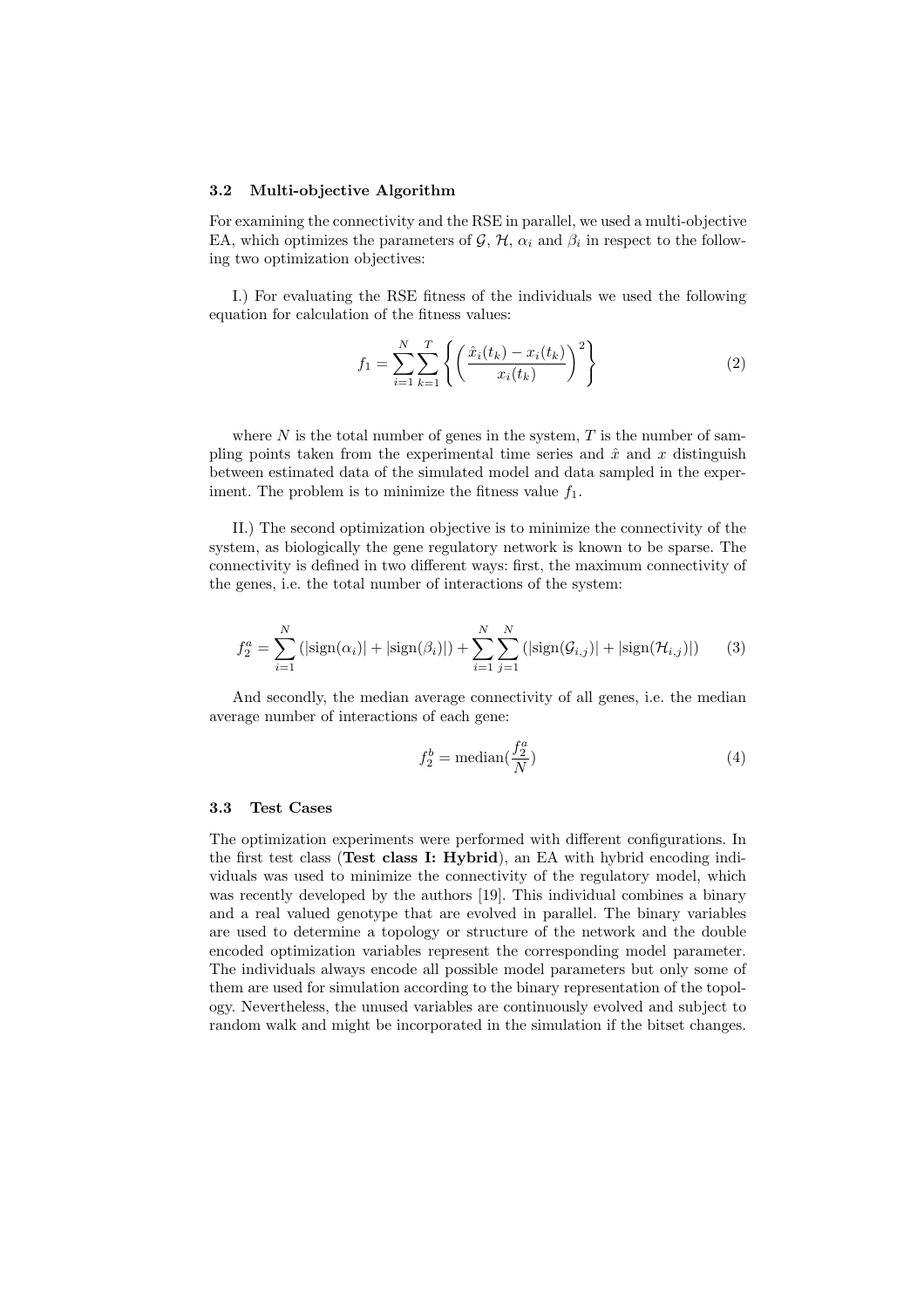### 3.2 Multi-objective Algorithm

For examining the connectivity and the RSE in parallel, we used a multi-objective EA, which optimizes the parameters of $\mathcal{G}$, $\mathcal{H}$, $\alpha_i$ and $\beta_i$ in respect to the following two optimization objectives:

I.) For evaluating the RSE fitness of the individuals we used the following equation for calculation of the fitness values:

$$f_1 = \sum_{i=1}^{N} \sum_{k=1}^{T} \left\{ \left( \frac{\hat{x}_i(t_k) - x_i(t_k)}{x_i(t_k)} \right)^2 \right\} \tag{2}$$

where $N$ is the total number of genes in the system, $T$ is the number of sampling points taken from the experimental time series and $\hat{x}$ and $x$ distinguish between estimated data of the simulated model and data sampled in the experiment. The problem is to minimize the fitness value $f_1$.

II.) The second optimization objective is to minimize the connectivity of the system, as biologically the gene regulatory network is known to be sparse. The connectivity is defined in two different ways: first, the maximum connectivity of the genes, i.e. the total number of interactions of the system:

$$f_2^a = \sum_{i=1}^{N} (|\text{sign}(\alpha_i)| + |\text{sign}(\beta_i)|) + \sum_{i=1}^{N} \sum_{j=1}^{N} (|\text{sign}(\mathcal{G}_{i,j})| + |\text{sign}(\mathcal{H}_{i,j})|) \tag{3}$$

And secondly, the median average connectivity of all genes, i.e. the median average number of interactions of each gene:

$$f_2^b = \text{median}(\frac{f_2^a}{N}) \tag{4}$$

### 3.3 Test Cases

The optimization experiments were performed with different configurations. In the first test class (**Test class I: Hybrid**), an EA with hybrid encoding individuals was used to minimize the connectivity of the regulatory model, which was recently developed by the authors [19]. This individual combines a binary and a real valued genotype that are evolved in parallel. The binary variables are used to determine a topology or structure of the network and the double encoded optimization variables represent the corresponding model parameter. The individuals always encode all possible model parameters but only some of them are used for simulation according to the binary representation of the topology. Nevertheless, the unused variables are continuously evolved and subject to random walk and might be incorporated in the simulation if the bitset changes.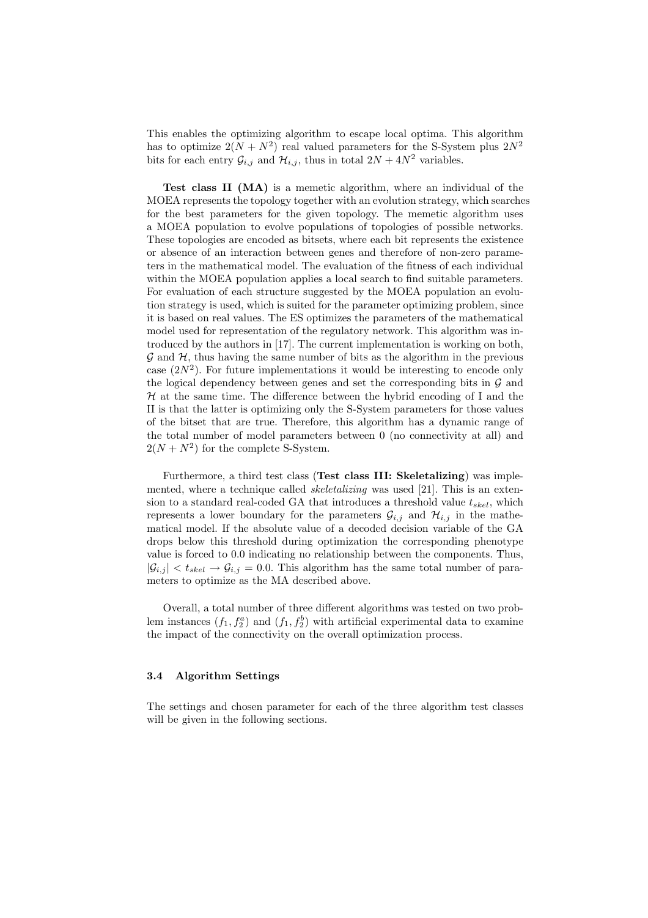This enables the optimizing algorithm to escape local optima. This algorithm has to optimize $2(N + N^2)$ real valued parameters for the S-System plus $2N^2$ bits for each entry $\mathcal{G}_{i,j}$ and $\mathcal{H}_{i,j}$, thus in total $2N + 4N^2$ variables.

**Test class II (MA)** is a memetic algorithm, where an individual of the MOEA represents the topology together with an evolution strategy, which searches for the best parameters for the given topology. The memetic algorithm uses a MOEA population to evolve populations of topologies of possible networks. These topologies are encoded as bitsets, where each bit represents the existence or absence of an interaction between genes and therefore of non-zero parameters in the mathematical model. The evaluation of the fitness of each individual within the MOEA population applies a local search to find suitable parameters. For evaluation of each structure suggested by the MOEA population an evolution strategy is used, which is suited for the parameter optimizing problem, since it is based on real values. The ES optimizes the parameters of the mathematical model used for representation of the regulatory network. This algorithm was introduced by the authors in [17]. The current implementation is working on both, $\mathcal{G}$ and $\mathcal{H}$, thus having the same number of bits as the algorithm in the previous case ($2N^2$). For future implementations it would be interesting to encode only the logical dependency between genes and set the corresponding bits in $\mathcal{G}$ and $\mathcal{H}$ at the same time. The difference between the hybrid encoding of I and the II is that the latter is optimizing only the S-System parameters for those values of the bitset that are true. Therefore, this algorithm has a dynamic range of the total number of model parameters between 0 (no connectivity at all) and $2(N + N^2)$ for the complete S-System.

Furthermore, a third test class (**Test class III: Skeletalizing**) was implemented, where a technique called *skeletalizing* was used [21]. This is an extension to a standard real-coded GA that introduces a threshold value $t_{skel}$, which represents a lower boundary for the parameters $\mathcal{G}_{i,j}$ and $\mathcal{H}_{i,j}$ in the mathematical model. If the absolute value of a decoded decision variable of the GA drops below this threshold during optimization the corresponding phenotype value is forced to 0.0 indicating no relationship between the components. Thus, $|\mathcal{G}_{i,j}| < t_{skel} \rightarrow \mathcal{G}_{i,j} = 0.0$. This algorithm has the same total number of parameters to optimize as the MA described above.

Overall, a total number of three different algorithms was tested on two problem instances $(f_1, f_2^a)$ and $(f_1, f_2^b)$ with artificial experimental data to examine the impact of the connectivity on the overall optimization process.

### 3.4 Algorithm Settings

The settings and chosen parameter for each of the three algorithm test classes will be given in the following sections.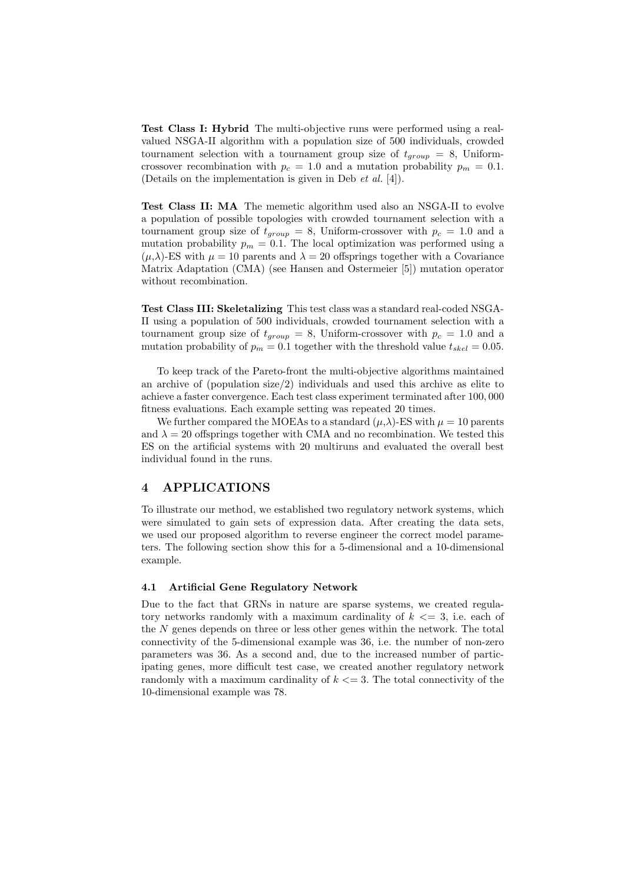**Test Class I: Hybrid** The multi-objective runs were performed using a real-valued NSGA-II algorithm with a population size of 500 individuals, crowded tournament selection with a tournament group size of $t_{group} = 8$, Uniform-crossover recombination with $p_c = 1.0$ and a mutation probability $p_m = 0.1$. (Details on the implementation is given in Deb *et al.* [4]).

**Test Class II: MA** The memetic algorithm used also an NSGA-II to evolve a population of possible topologies with crowded tournament selection with a tournament group size of $t_{group} = 8$, Uniform-crossover with $p_c = 1.0$ and a mutation probability $p_m = 0.1$. The local optimization was performed using a $(\mu,\lambda)$-ES with $\mu = 10$ parents and $\lambda = 20$ offsprings together with a Covariance Matrix Adaptation (CMA) (see Hansen and Ostermeier [5]) mutation operator without recombination.

**Test Class III: Skeletalizing** This test class was a standard real-coded NSGA-II using a population of 500 individuals, crowded tournament selection with a tournament group size of $t_{group} = 8$, Uniform-crossover with $p_c = 1.0$ and a mutation probability of $p_m = 0.1$ together with the threshold value $t_{skel} = 0.05$.

To keep track of the Pareto-front the multi-objective algorithms maintained an archive of (population size/2) individuals and used this archive as elite to achieve a faster convergence. Each test class experiment terminated after $100,000$ fitness evaluations. Each example setting was repeated 20 times.

We further compared the MOEAs to a standard $(\mu,\lambda)$-ES with $\mu = 10$ parents and $\lambda = 20$ offsprings together with CMA and no recombination. We tested this ES on the artificial systems with 20 multiruns and evaluated the overall best individual found in the runs.

## 4 APPLICATIONS

To illustrate our method, we established two regulatory network systems, which were simulated to gain sets of expression data. After creating the data sets, we used our proposed algorithm to reverse engineer the correct model parameters. The following section show this for a 5-dimensional and a 10-dimensional example.

### 4.1 Artificial Gene Regulatory Network

Due to the fact that GRNs in nature are sparse systems, we created regulatory networks randomly with a maximum cardinality of $k <= 3$, i.e. each of the $N$ genes depends on three or less other genes within the network. The total connectivity of the 5-dimensional example was 36, i.e. the number of non-zero parameters was 36. As a second and, due to the increased number of participating genes, more difficult test case, we created another regulatory network randomly with a maximum cardinality of $k <= 3$. The total connectivity of the 10-dimensional example was 78.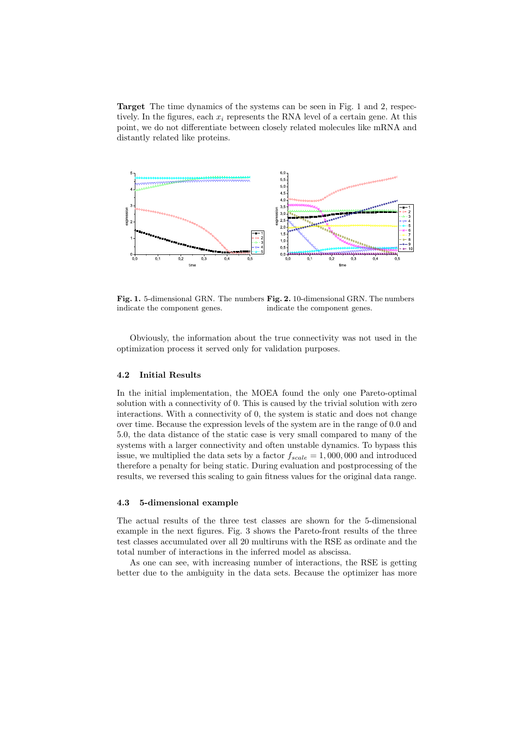**Target** The time dynamics of the systems can be seen in Fig. 1 and 2, respectively. In the figures, each $x_i$ represents the RNA level of a certain gene. At this point, we do not differentiate between closely related molecules like mRNA and distantly related like proteins.

**Fig. 1.** 5-dimensional GRN. The numbers indicate the component genes.

**Fig. 2.** 10-dimensional GRN. The numbers indicate the component genes.

Obviously, the information about the true connectivity was not used in the optimization process it served only for validation purposes.

### 4.2 Initial Results

In the initial implementation, the MOEA found the only one Pareto-optimal solution with a connectivity of 0. This is caused by the trivial solution with zero interactions. With a connectivity of 0, the system is static and does not change over time. Because the expression levels of the system are in the range of 0.0 and 5.0, the data distance of the static case is very small compared to many of the systems with a larger connectivity and often unstable dynamics. To bypass this issue, we multiplied the data sets by a factor $f_{scale} = 1,000,000$ and introduced therefore a penalty for being static. During evaluation and postprocessing of the results, we reversed this scaling to gain fitness values for the original data range.

### 4.3 5-dimensional example

The actual results of the three test classes are shown for the 5-dimensional example in the next figures. Fig. 3 shows the Pareto-front results of the three test classes accumulated over all 20 multiruns with the RSE as ordinate and the total number of interactions in the inferred model as abscissa.

As one can see, with increasing number of interactions, the RSE is getting better due to the ambiguity in the data sets. Because the optimizer has more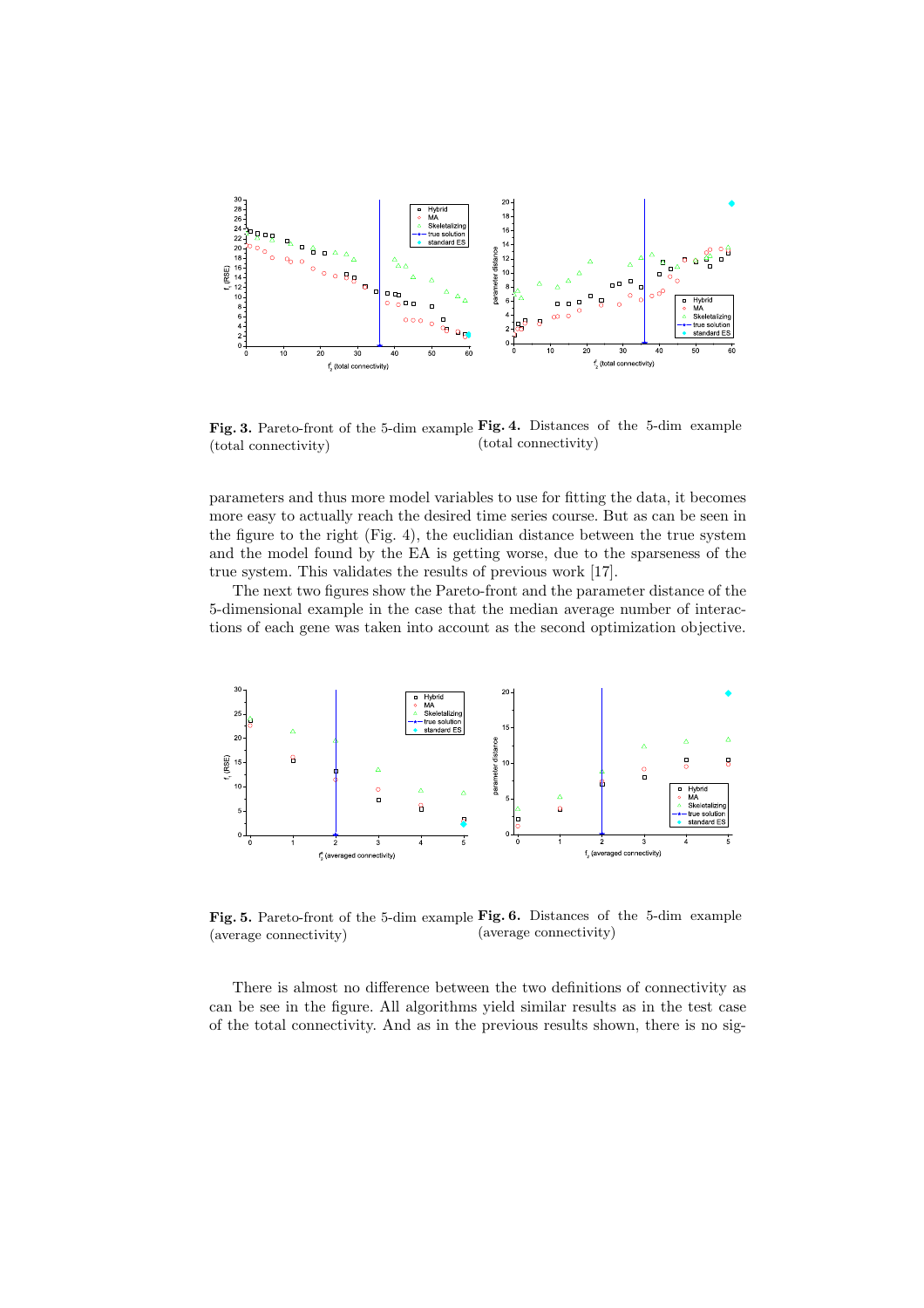Fig. 3. Pareto-front of the 5-dim example (total connectivity)

Fig. 4. Distances of the 5-dim example (total connectivity)

parameters and thus more model variables to use for fitting the data, it becomes more easy to actually reach the desired time series course. But as can be seen in the figure to the right (Fig. 4), the euclidian distance between the true system and the model found by the EA is getting worse, due to the sparseness of the true system. This validates the results of previous work [17].

The next two figures show the Pareto-front and the parameter distance of the 5-dimensional example in the case that the median average number of interactions of each gene was taken into account as the second optimization objective.

Fig. 5. Pareto-front of the 5-dim example (average connectivity)

Fig. 6. Distances of the 5-dim example (average connectivity)

There is almost no difference between the two definitions of connectivity as can be see in the figure. All algorithms yield similar results as in the test case of the total connectivity. And as in the previous results shown, there is no sig-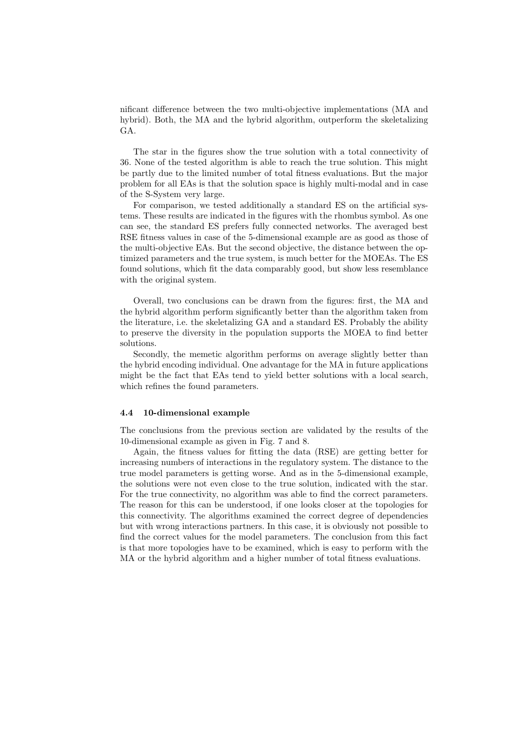nificant difference between the two multi-objective implementations (MA and hybrid). Both, the MA and the hybrid algorithm, outperform the skeletalizing GA.

The star in the figures show the true solution with a total connectivity of 36. None of the tested algorithm is able to reach the true solution. This might be partly due to the limited number of total fitness evaluations. But the major problem for all EAs is that the solution space is highly multi-modal and in case of the S-System very large.

For comparison, we tested additionally a standard ES on the artificial systems. These results are indicated in the figures with the rhombus symbol. As one can see, the standard ES prefers fully connected networks. The averaged best RSE fitness values in case of the 5-dimensional example are as good as those of the multi-objective EAs. But the second objective, the distance between the optimized parameters and the true system, is much better for the MOEAs. The ES found solutions, which fit the data comparably good, but show less resemblance with the original system.

Overall, two conclusions can be drawn from the figures: first, the MA and the hybrid algorithm perform significantly better than the algorithm taken from the literature, i.e. the skeletalizing GA and a standard ES. Probably the ability to preserve the diversity in the population supports the MOEA to find better solutions.

Secondly, the memetic algorithm performs on average slightly better than the hybrid encoding individual. One advantage for the MA in future applications might be the fact that EAs tend to yield better solutions with a local search, which refines the found parameters.

### 4.4 10-dimensional example

The conclusions from the previous section are validated by the results of the 10-dimensional example as given in Fig. 7 and 8.

Again, the fitness values for fitting the data (RSE) are getting better for increasing numbers of interactions in the regulatory system. The distance to the true model parameters is getting worse. And as in the 5-dimensional example, the solutions were not even close to the true solution, indicated with the star. For the true connectivity, no algorithm was able to find the correct parameters. The reason for this can be understood, if one looks closer at the topologies for this connectivity. The algorithms examined the correct degree of dependencies but with wrong interactions partners. In this case, it is obviously not possible to find the correct values for the model parameters. The conclusion from this fact is that more topologies have to be examined, which is easy to perform with the MA or the hybrid algorithm and a higher number of total fitness evaluations.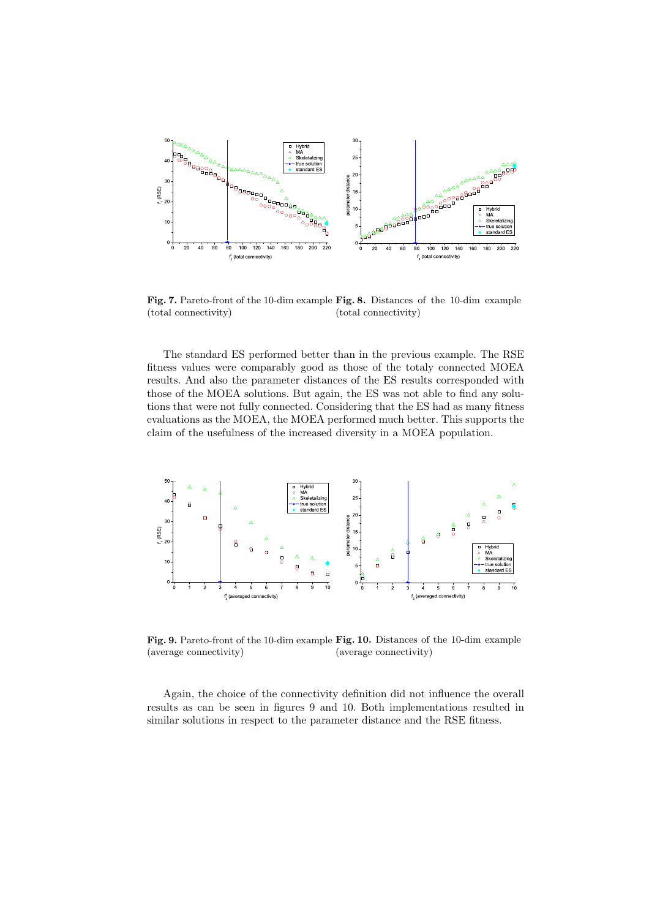**Fig. 7.** Pareto-front of the 10-dim example (total connectivity)

**Fig. 8.** Distances of the 10-dim example (total connectivity)

The standard ES performed better than in the previous example. The RSE fitness values were comparably good as those of the totaly connected MOEA results. And also the parameter distances of the ES results corresponded with those of the MOEA solutions. But again, the ES was not able to find any solutions that were not fully connected. Considering that the ES had as many fitness evaluations as the MOEA, the MOEA performed much better. This supports the claim of the usefulness of the increased diversity in a MOEA population.

**Fig. 9.** Pareto-front of the 10-dim example (average connectivity)

**Fig. 10.** Distances of the 10-dim example (average connectivity)

Again, the choice of the connectivity definition did not influence the overall results as can be seen in figures 9 and 10. Both implementations resulted in similar solutions in respect to the parameter distance and the RSE fitness.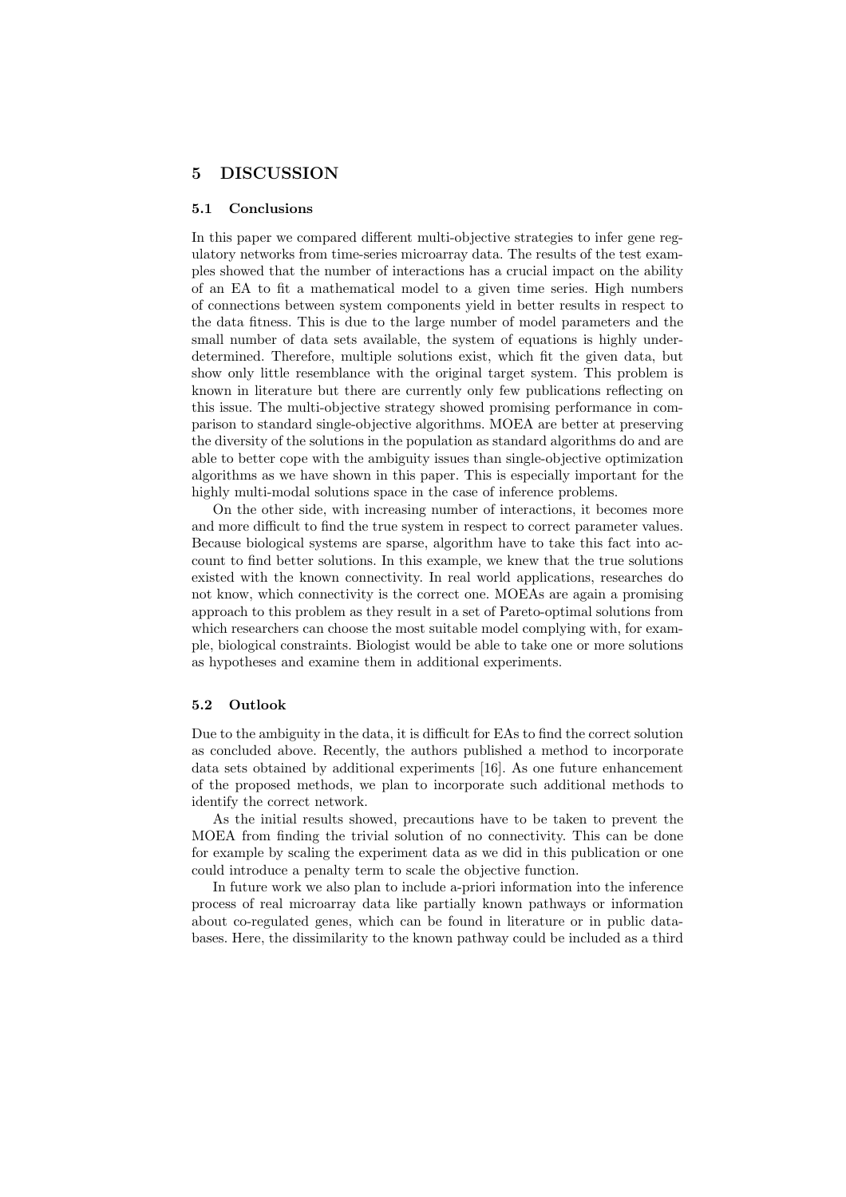## 5 DISCUSSION

### 5.1 Conclusions

In this paper we compared different multi-objective strategies to infer gene regulatory networks from time-series microarray data. The results of the test examples showed that the number of interactions has a crucial impact on the ability of an EA to fit a mathematical model to a given time series. High numbers of connections between system components yield in better results in respect to the data fitness. This is due to the large number of model parameters and the small number of data sets available, the system of equations is highly underdetermined. Therefore, multiple solutions exist, which fit the given data, but show only little resemblance with the original target system. This problem is known in literature but there are currently only few publications reflecting on this issue. The multi-objective strategy showed promising performance in comparison to standard single-objective algorithms. MOEA are better at preserving the diversity of the solutions in the population as standard algorithms do and are able to better cope with the ambiguity issues than single-objective optimization algorithms as we have shown in this paper. This is especially important for the highly multi-modal solutions space in the case of inference problems.

On the other side, with increasing number of interactions, it becomes more and more difficult to find the true system in respect to correct parameter values. Because biological systems are sparse, algorithm have to take this fact into account to find better solutions. In this example, we knew that the true solutions existed with the known connectivity. In real world applications, researches do not know, which connectivity is the correct one. MOEAs are again a promising approach to this problem as they result in a set of Pareto-optimal solutions from which researchers can choose the most suitable model complying with, for example, biological constraints. Biologist would be able to take one or more solutions as hypotheses and examine them in additional experiments.

### 5.2 Outlook

Due to the ambiguity in the data, it is difficult for EAs to find the correct solution as concluded above. Recently, the authors published a method to incorporate data sets obtained by additional experiments [16]. As one future enhancement of the proposed methods, we plan to incorporate such additional methods to identify the correct network.

As the initial results showed, precautions have to be taken to prevent the MOEA from finding the trivial solution of no connectivity. This can be done for example by scaling the experiment data as we did in this publication or one could introduce a penalty term to scale the objective function.

In future work we also plan to include a-priori information into the inference process of real microarray data like partially known pathways or information about co-regulated genes, which can be found in literature or in public databases. Here, the dissimilarity to the known pathway could be included as a third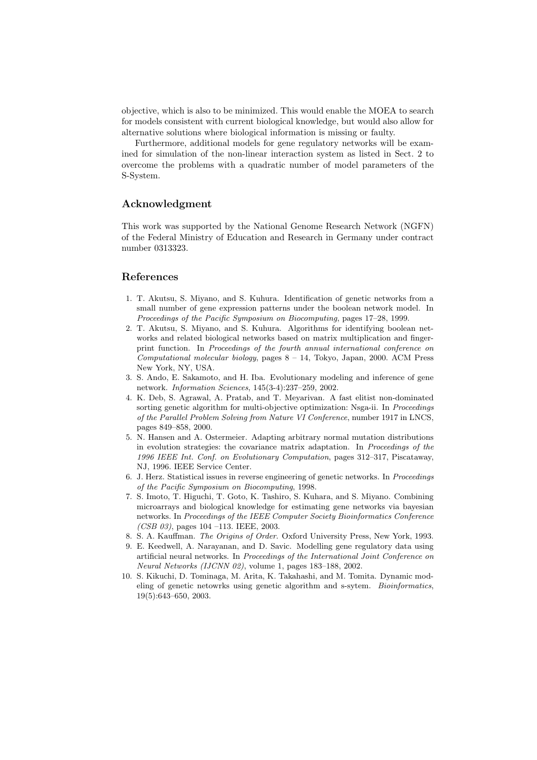objective, which is also to be minimized. This would enable the MOEA to search for models consistent with current biological knowledge, but would also allow for alternative solutions where biological information is missing or faulty.

Furthermore, additional models for gene regulatory networks will be examined for simulation of the non-linear interaction system as listed in Sect. 2 to overcome the problems with a quadratic number of model parameters of the S-System.

## Acknowledgment

This work was supported by the National Genome Research Network (NGFN) of the Federal Ministry of Education and Research in Germany under contract number 0313323.

## References

1. T. Akutsu, S. Miyano, and S. Kuhura. Identification of genetic networks from a small number of gene expression patterns under the boolean network model. In *Proceedings of the Pacific Symposium on Biocomputing*, pages 17–28, 1999.
2. T. Akutsu, S. Miyano, and S. Kuhura. Algorithms for identifying boolean networks and related biological networks based on matrix multiplication and fingerprint function. In *Proceedings of the fourth annual international conference on Computational molecular biology*, pages 8 – 14, Tokyo, Japan, 2000. ACM Press New York, NY, USA.
3. S. Ando, E. Sakamoto, and H. Iba. Evolutionary modeling and inference of gene network. *Information Sciences*, 145(3-4):237–259, 2002.
4. K. Deb, S. Agrawal, A. Pratab, and T. Meyarivan. A fast elitist non-dominated sorting genetic algorithm for multi-objective optimization: Nsga-ii. In *Proceedings of the Parallel Problem Solving from Nature VI Conference*, number 1917 in LNCS, pages 849–858, 2000.
5. N. Hansen and A. Ostermeier. Adapting arbitrary normal mutation distributions in evolution strategies: the covariance matrix adaptation. In *Proceedings of the 1996 IEEE Int. Conf. on Evolutionary Computation*, pages 312–317, Piscataway, NJ, 1996. IEEE Service Center.
6. J. Herz. Statistical issues in reverse engineering of genetic networks. In *Proceedings of the Pacific Symposium on Biocomputing*, 1998.
7. S. Imoto, T. Higuchi, T. Goto, K. Tashiro, S. Kuhara, and S. Miyano. Combining microarrays and biological knowledge for estimating gene networks via bayesian networks. In *Proceedings of the IEEE Computer Society Bioinformatics Conference (CSB 03)*, pages 104 –113. IEEE, 2003.
8. S. A. Kauffman. *The Origins of Order*. Oxford University Press, New York, 1993.
9. E. Keedwell, A. Narayanan, and D. Savic. Modelling gene regulatory data using artificial neural networks. In *Proceedings of the International Joint Conference on Neural Networks (IJCNN 02)*, volume 1, pages 183–188, 2002.
10. S. Kikuchi, D. Tominaga, M. Arita, K. Takahashi, and M. Tomita. Dynamic modeling of genetic netowrks using genetic algorithm and s-sytem. *Bioinformatics*, 19(5):643–650, 2003.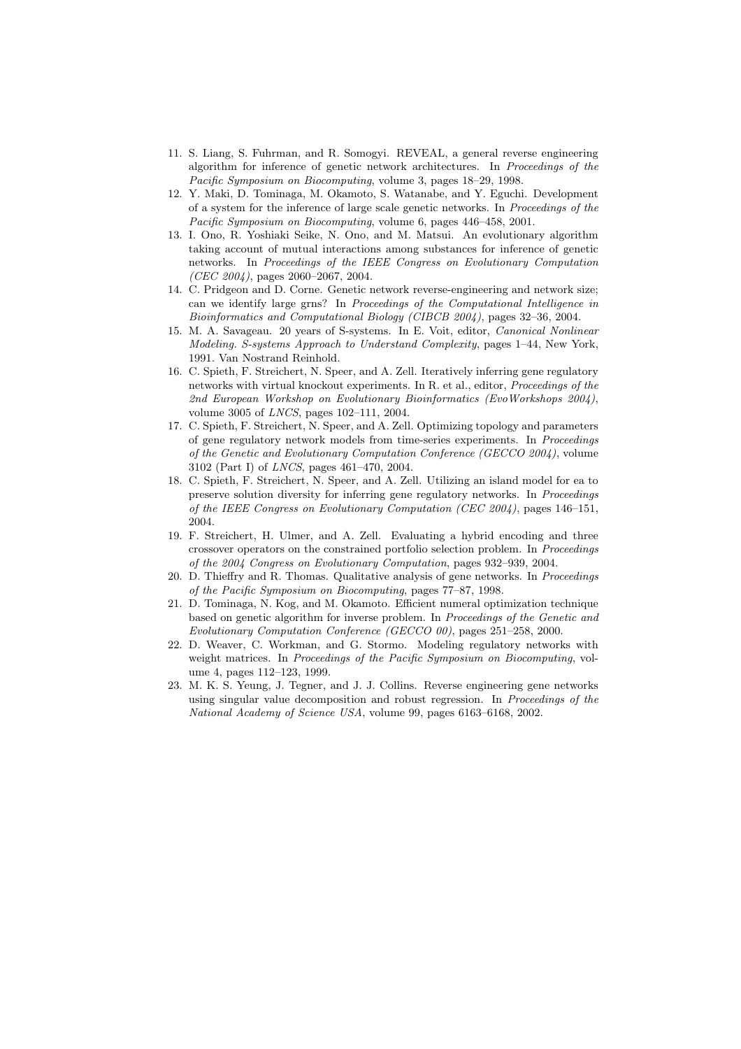11. S. Liang, S. Fuhrman, and R. Somogyi. REVEAL, a general reverse engineering algorithm for inference of genetic network architectures. In *Proceedings of the Pacific Symposium on Biocomputing*, volume 3, pages 18–29, 1998.
12. Y. Maki, D. Tominaga, M. Okamoto, S. Watanabe, and Y. Eguchi. Development of a system for the inference of large scale genetic networks. In *Proceedings of the Pacific Symposium on Biocomputing*, volume 6, pages 446–458, 2001.
13. I. Ono, R. Yoshiaki Seike, N. Ono, and M. Matsui. An evolutionary algorithm taking account of mutual interactions among substances for inference of genetic networks. In *Proceedings of the IEEE Congress on Evolutionary Computation (CEC 2004)*, pages 2060–2067, 2004.
14. C. Pridgeon and D. Corne. Genetic network reverse-engineering and network size; can we identify large grns? In *Proceedings of the Computational Intelligence in Bioinformatics and Computational Biology (CIBCB 2004)*, pages 32–36, 2004.
15. M. A. Savageau. 20 years of S-systems. In E. Voit, editor, *Canonical Nonlinear Modeling. S-systems Approach to Understand Complexity*, pages 1–44, New York, 1991. Van Nostrand Reinhold.
16. C. Spieth, F. Streichert, N. Speer, and A. Zell. Iteratively inferring gene regulatory networks with virtual knockout experiments. In R. et al., editor, *Proceedings of the 2nd European Workshop on Evolutionary Bioinformatics (EvoWorkshops 2004)*, volume 3005 of *LNCS*, pages 102–111, 2004.
17. C. Spieth, F. Streichert, N. Speer, and A. Zell. Optimizing topology and parameters of gene regulatory network models from time-series experiments. In *Proceedings of the Genetic and Evolutionary Computation Conference (GECCO 2004)*, volume 3102 (Part I) of *LNCS*, pages 461–470, 2004.
18. C. Spieth, F. Streichert, N. Speer, and A. Zell. Utilizing an island model for ea to preserve solution diversity for inferring gene regulatory networks. In *Proceedings of the IEEE Congress on Evolutionary Computation (CEC 2004)*, pages 146–151, 2004.
19. F. Streichert, H. Ulmer, and A. Zell. Evaluating a hybrid encoding and three crossover operators on the constrained portfolio selection problem. In *Proceedings of the 2004 Congress on Evolutionary Computation*, pages 932–939, 2004.
20. D. Thieffry and R. Thomas. Qualitative analysis of gene networks. In *Proceedings of the Pacific Symposium on Biocomputing*, pages 77–87, 1998.
21. D. Tominaga, N. Kog, and M. Okamoto. Efficient numeral optimization technique based on genetic algorithm for inverse problem. In *Proceedings of the Genetic and Evolutionary Computation Conference (GECCO 00)*, pages 251–258, 2000.
22. D. Weaver, C. Workman, and G. Stormo. Modeling regulatory networks with weight matrices. In *Proceedings of the Pacific Symposium on Biocomputing*, volume 4, pages 112–123, 1999.
23. M. K. S. Yeung, J. Tegner, and J. J. Collins. Reverse engineering gene networks using singular value decomposition and robust regression. In *Proceedings of the National Academy of Science USA*, volume 99, pages 6163–6168, 2002.